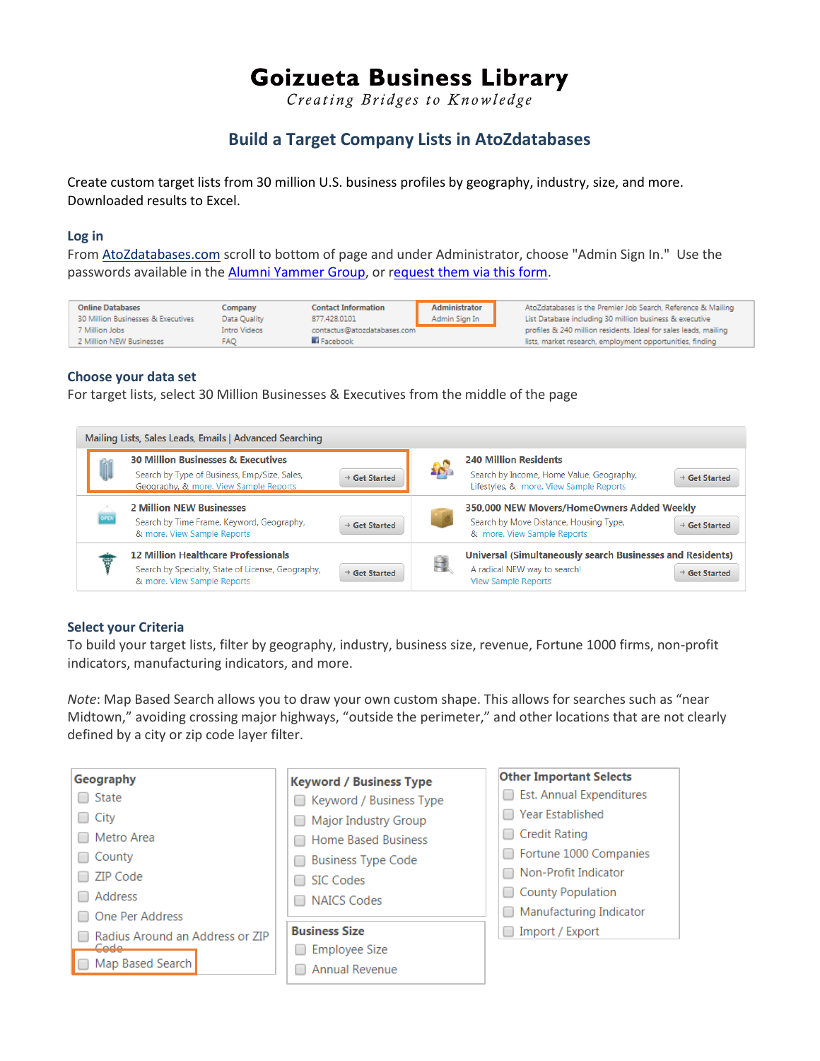# Goizueta Business Library

*Creating Bridges to Knowledge*

## Build a Target Company Lists in AtoZdatabases

Create custom target lists from 30 million U.S. business profiles by geography, industry, size, and more. Downloaded results to Excel.

### Log in

From AtoZdatabases.com scroll to bottom of page and under Administrator, choose "Admin Sign In." Use the passwords available in the Alumni Yammer Group, or request them via this form.

| Online Databases | Company | Contact Information | Administrator | |
|---|---|---|---|---|
| 30 Million Businesses & Executives | Data Quality | 877.428.0101 | Admin Sign In | AtoZdatabases is the Premier Job Search, Reference & Mailing List Database including 30 million business & executive profiles & 240 million residents. Ideal for sales leads, mailing lists, market research, employment opportunities, finding |
| 7 Million Jobs | Intro Videos | contactus@atozdatabases.com | | |
| 2 Million NEW Businesses | FAQ | Facebook | | |

### Choose your data set

For target lists, select 30 Million Businesses & Executives from the middle of the page

**Mailing Lists, Sales Leads, Emails | Advanced Searching**

| | |
|---|---|
| **30 Million Businesses & Executives** — Search by Type of Business, Emp/Size, Sales, Geography, & more. View Sample Reports — Get Started | **240 Million Residents** — Search by Income, Home Value, Geography, Lifestyles, & more. View Sample Reports — Get Started |
| **2 Million NEW Businesses** — Search by Time Frame, Keyword, Geography, & more. View Sample Reports — Get Started | **350,000 NEW Movers/HomeOwners Added Weekly** — Search by Move Distance, Housing Type, & more. View Sample Reports — Get Started |
| **12 Million Healthcare Professionals** — Search by Specialty, State of License, Geography, & more. View Sample Reports — Get Started | **Universal (Simultaneously search Businesses and Residents)** — A radical NEW way to search! View Sample Reports — Get Started |

### Select your Criteria

To build your target lists, filter by geography, industry, business size, revenue, Fortune 1000 firms, non-profit indicators, manufacturing indicators, and more.

*Note*: Map Based Search allows you to draw your own custom shape. This allows for searches such as "near Midtown," avoiding crossing major highways, "outside the perimeter," and other locations that are not clearly defined by a city or zip code layer filter.

**Geography**
- State
- City
- Metro Area
- County
- ZIP Code
- Address
- One Per Address
- Radius Around an Address or ZIP Code
- Map Based Search

**Keyword / Business Type**
- Keyword / Business Type
- Major Industry Group
- Home Based Business
- Business Type Code
- SIC Codes
- NAICS Codes

**Business Size**
- Employee Size
- Annual Revenue

**Other Important Selects**
- Est. Annual Expenditures
- Year Established
- Credit Rating
- Fortune 1000 Companies
- Non-Profit Indicator
- County Population
- Manufacturing Indicator
- Import / Export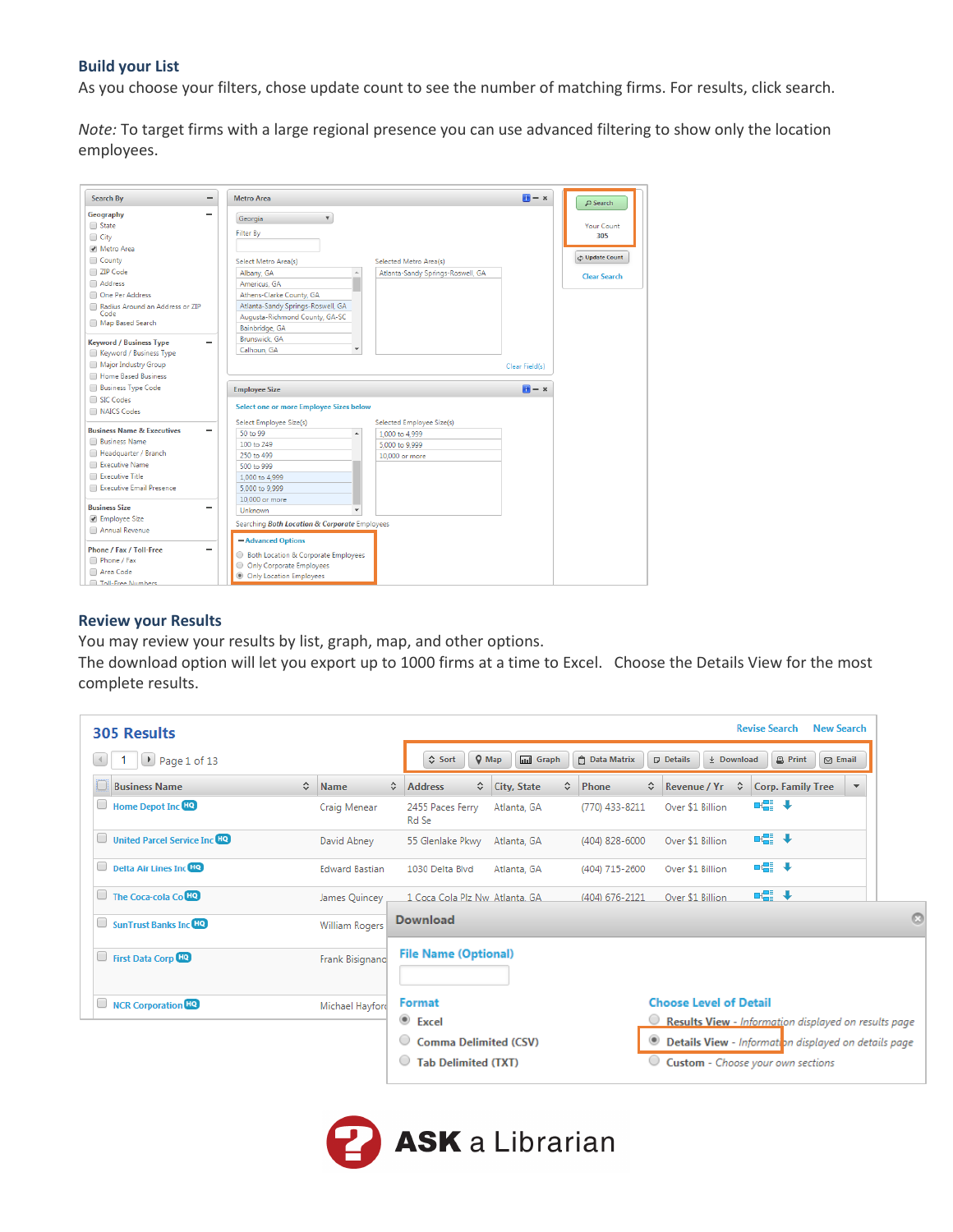## Build your List

As you choose your filters, chose update count to see the number of matching firms. For results, click search.

*Note:* To target firms with a large regional presence you can use advanced filtering to show only the location employees.

## Review your Results

You may review your results by list, graph, map, and other options.

The download option will let you export up to 1000 firms at a time to Excel. Choose the Details View for the most complete results.

**ASK a Librarian**